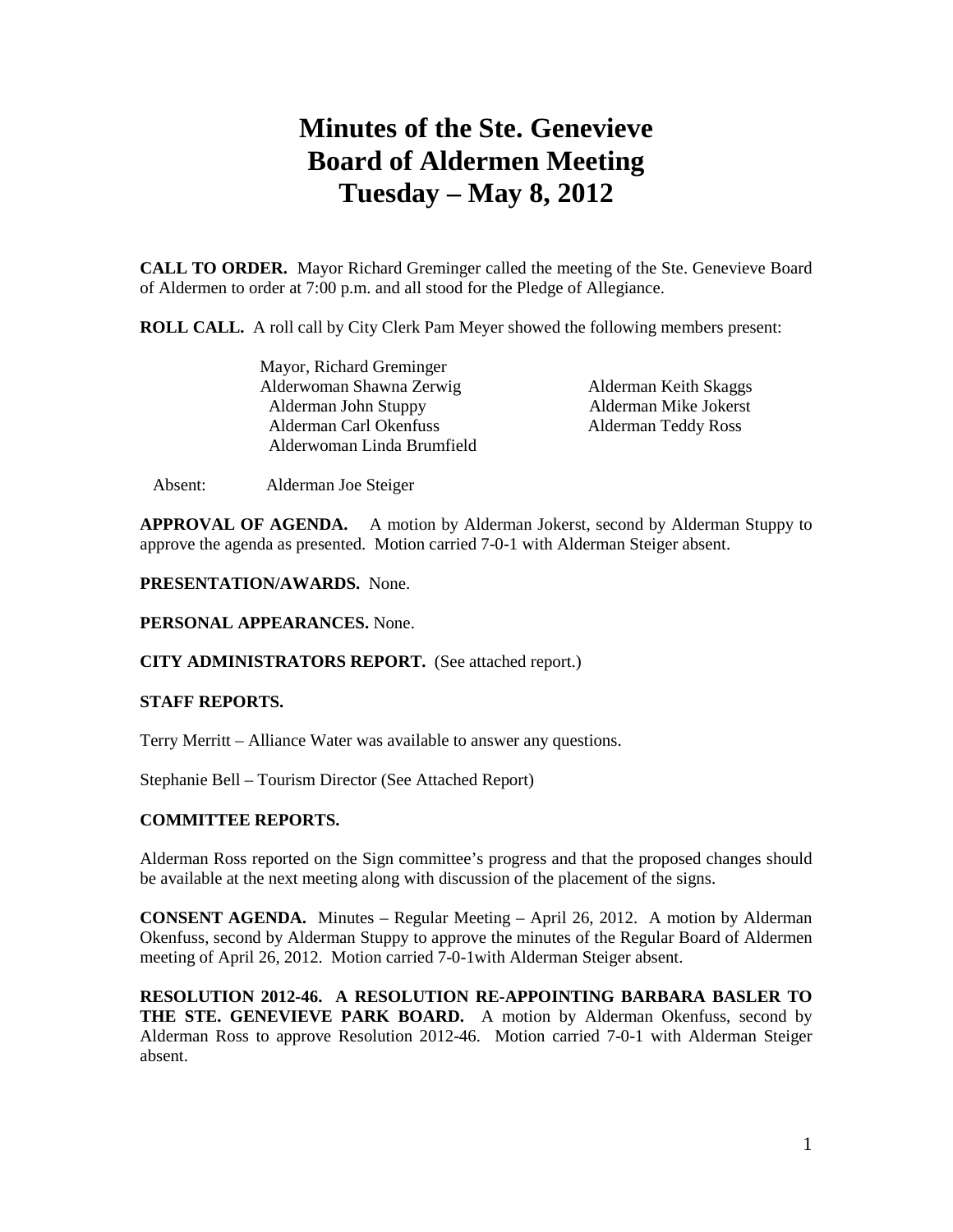# Minutes of the Ste. Genevieve Board of Aldermen Meeting Tuesday – May 8, 2012

**CALL TO ORDER.** Mayor Richard Greminger called the meeting of the Ste. Genevieve Board of Aldermen to order at 7:00 p.m. and all stood for the Pledge of Allegiance.

**ROLL CALL.** A roll call by City Clerk Pam Meyer showed the following members present:

Mayor, Richard Greminger
Alderwoman Shawna Zerwig
Alderman John Stuppy
Alderman Carl Okenfuss
Alderwoman Linda Brumfield
Alderman Keith Skaggs
Alderman Mike Jokerst
Alderman Teddy Ross

Absent: Alderman Joe Steiger

**APPROVAL OF AGENDA.** A motion by Alderman Jokerst, second by Alderman Stuppy to approve the agenda as presented. Motion carried 7-0-1 with Alderman Steiger absent.

**PRESENTATION/AWARDS.** None.

**PERSONAL APPEARANCES.** None.

**CITY ADMINISTRATORS REPORT.** (See attached report.)

**STAFF REPORTS.**

Terry Merritt – Alliance Water was available to answer any questions.

Stephanie Bell – Tourism Director (See Attached Report)

**COMMITTEE REPORTS.**

Alderman Ross reported on the Sign committee's progress and that the proposed changes should be available at the next meeting along with discussion of the placement of the signs.

**CONSENT AGENDA.** Minutes – Regular Meeting – April 26, 2012. A motion by Alderman Okenfuss, second by Alderman Stuppy to approve the minutes of the Regular Board of Aldermen meeting of April 26, 2012. Motion carried 7-0-1with Alderman Steiger absent.

**RESOLUTION 2012-46. A RESOLUTION RE-APPOINTING BARBARA BASLER TO THE STE. GENEVIEVE PARK BOARD.** A motion by Alderman Okenfuss, second by Alderman Ross to approve Resolution 2012-46. Motion carried 7-0-1 with Alderman Steiger absent.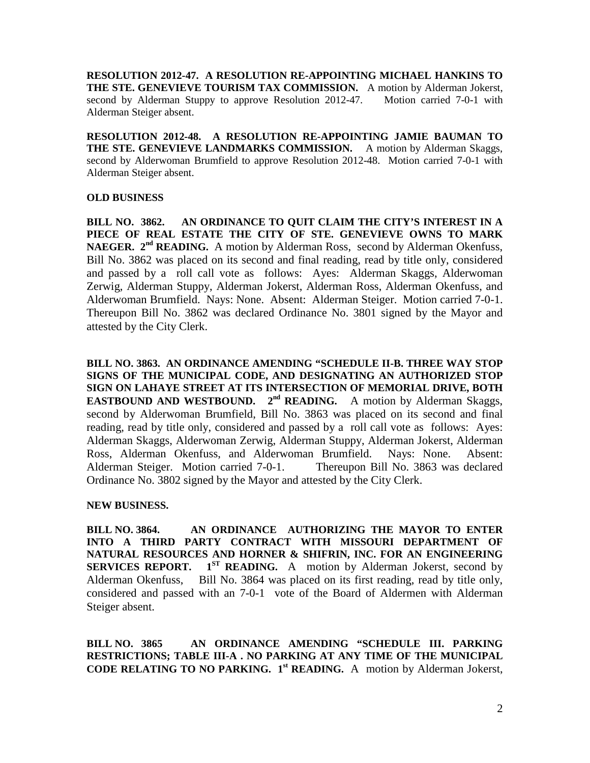**RESOLUTION 2012-47. A RESOLUTION RE-APPOINTING MICHAEL HANKINS TO THE STE. GENEVIEVE TOURISM TAX COMMISSION.** A motion by Alderman Jokerst, second by Alderman Stuppy to approve Resolution 2012-47. Motion carried 7-0-1 with Alderman Steiger absent.

**RESOLUTION 2012-48. A RESOLUTION RE-APPOINTING JAMIE BAUMAN TO THE STE. GENEVIEVE LANDMARKS COMMISSION.** A motion by Alderman Skaggs, second by Alderwoman Brumfield to approve Resolution 2012-48. Motion carried 7-0-1 with Alderman Steiger absent.

**OLD BUSINESS**

**BILL NO. 3862. AN ORDINANCE TO QUIT CLAIM THE CITY'S INTEREST IN A PIECE OF REAL ESTATE THE CITY OF STE. GENEVIEVE OWNS TO MARK NAEGER. 2nd READING.** A motion by Alderman Ross, second by Alderman Okenfuss, Bill No. 3862 was placed on its second and final reading, read by title only, considered and passed by a roll call vote as follows: Ayes: Alderman Skaggs, Alderwoman Zerwig, Alderman Stuppy, Alderman Jokerst, Alderman Ross, Alderman Okenfuss, and Alderwoman Brumfield. Nays: None. Absent: Alderman Steiger. Motion carried 7-0-1. Thereupon Bill No. 3862 was declared Ordinance No. 3801 signed by the Mayor and attested by the City Clerk.

**BILL NO. 3863. AN ORDINANCE AMENDING "SCHEDULE II-B. THREE WAY STOP SIGNS OF THE MUNICIPAL CODE, AND DESIGNATING AN AUTHORIZED STOP SIGN ON LAHAYE STREET AT ITS INTERSECTION OF MEMORIAL DRIVE, BOTH EASTBOUND AND WESTBOUND. 2nd READING.** A motion by Alderman Skaggs, second by Alderwoman Brumfield, Bill No. 3863 was placed on its second and final reading, read by title only, considered and passed by a roll call vote as follows: Ayes: Alderman Skaggs, Alderwoman Zerwig, Alderman Stuppy, Alderman Jokerst, Alderman Ross, Alderman Okenfuss, and Alderwoman Brumfield. Nays: None. Absent: Alderman Steiger. Motion carried 7-0-1. Thereupon Bill No. 3863 was declared Ordinance No. 3802 signed by the Mayor and attested by the City Clerk.

**NEW BUSINESS.**

**BILL NO. 3864. AN ORDINANCE AUTHORIZING THE MAYOR TO ENTER INTO A THIRD PARTY CONTRACT WITH MISSOURI DEPARTMENT OF NATURAL RESOURCES AND HORNER & SHIFRIN, INC. FOR AN ENGINEERING SERVICES REPORT. 1ST READING.** A motion by Alderman Jokerst, second by Alderman Okenfuss, Bill No. 3864 was placed on its first reading, read by title only, considered and passed with an 7-0-1 vote of the Board of Aldermen with Alderman Steiger absent.

**BILL NO. 3865 AN ORDINANCE AMENDING "SCHEDULE III. PARKING RESTRICTIONS; TABLE III-A . NO PARKING AT ANY TIME OF THE MUNICIPAL CODE RELATING TO NO PARKING. 1st READING.** A motion by Alderman Jokerst,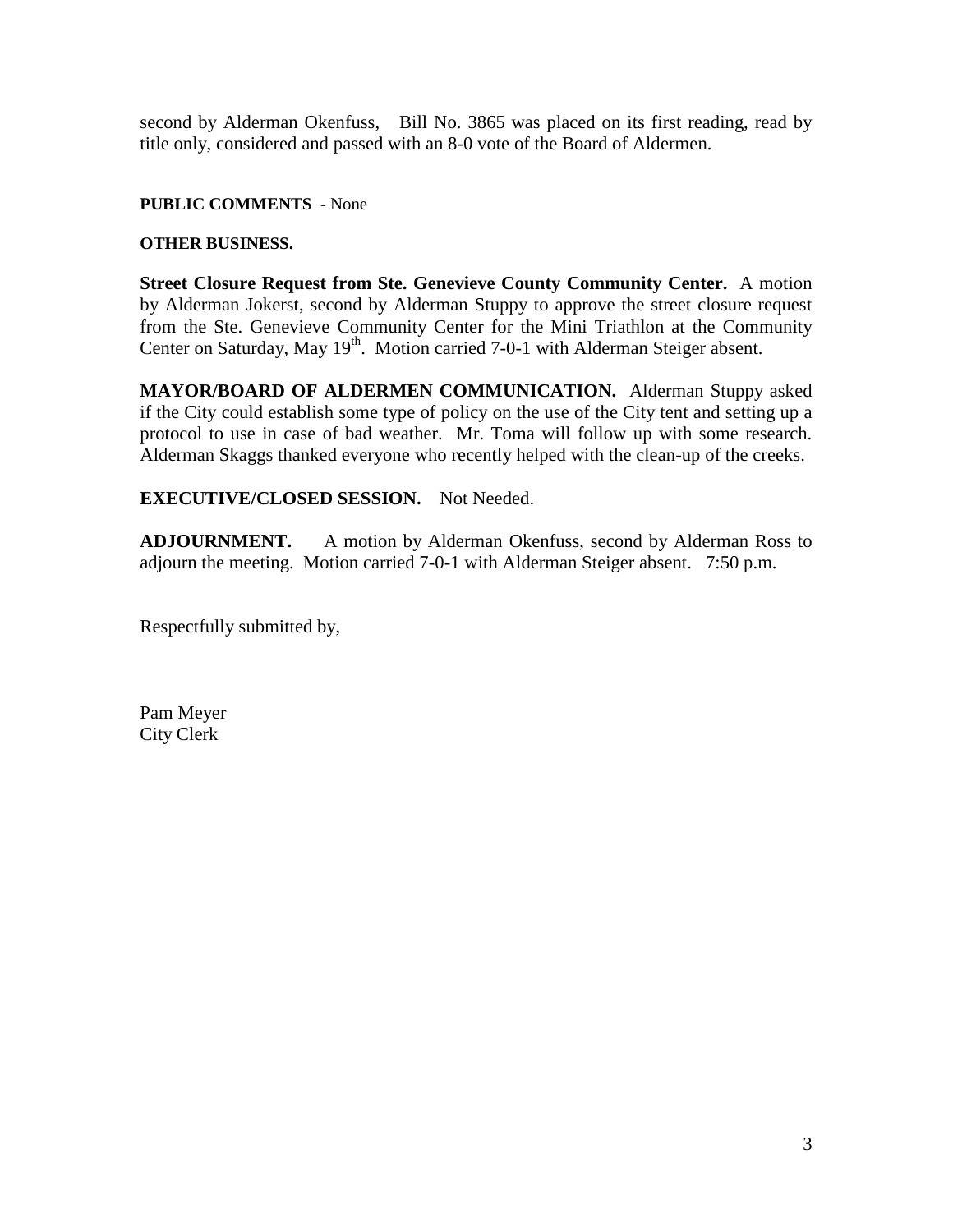second by Alderman Okenfuss, Bill No. 3865 was placed on its first reading, read by title only, considered and passed with an 8-0 vote of the Board of Aldermen.

**PUBLIC COMMENTS** - None

**OTHER BUSINESS.**

**Street Closure Request from Ste. Genevieve County Community Center.** A motion by Alderman Jokerst, second by Alderman Stuppy to approve the street closure request from the Ste. Genevieve Community Center for the Mini Triathlon at the Community Center on Saturday, May 19th. Motion carried 7-0-1 with Alderman Steiger absent.

**MAYOR/BOARD OF ALDERMEN COMMUNICATION.** Alderman Stuppy asked if the City could establish some type of policy on the use of the City tent and setting up a protocol to use in case of bad weather. Mr. Toma will follow up with some research. Alderman Skaggs thanked everyone who recently helped with the clean-up of the creeks.

**EXECUTIVE/CLOSED SESSION.** Not Needed.

**ADJOURNMENT.** A motion by Alderman Okenfuss, second by Alderman Ross to adjourn the meeting. Motion carried 7-0-1 with Alderman Steiger absent. 7:50 p.m.

Respectfully submitted by,

Pam Meyer
City Clerk